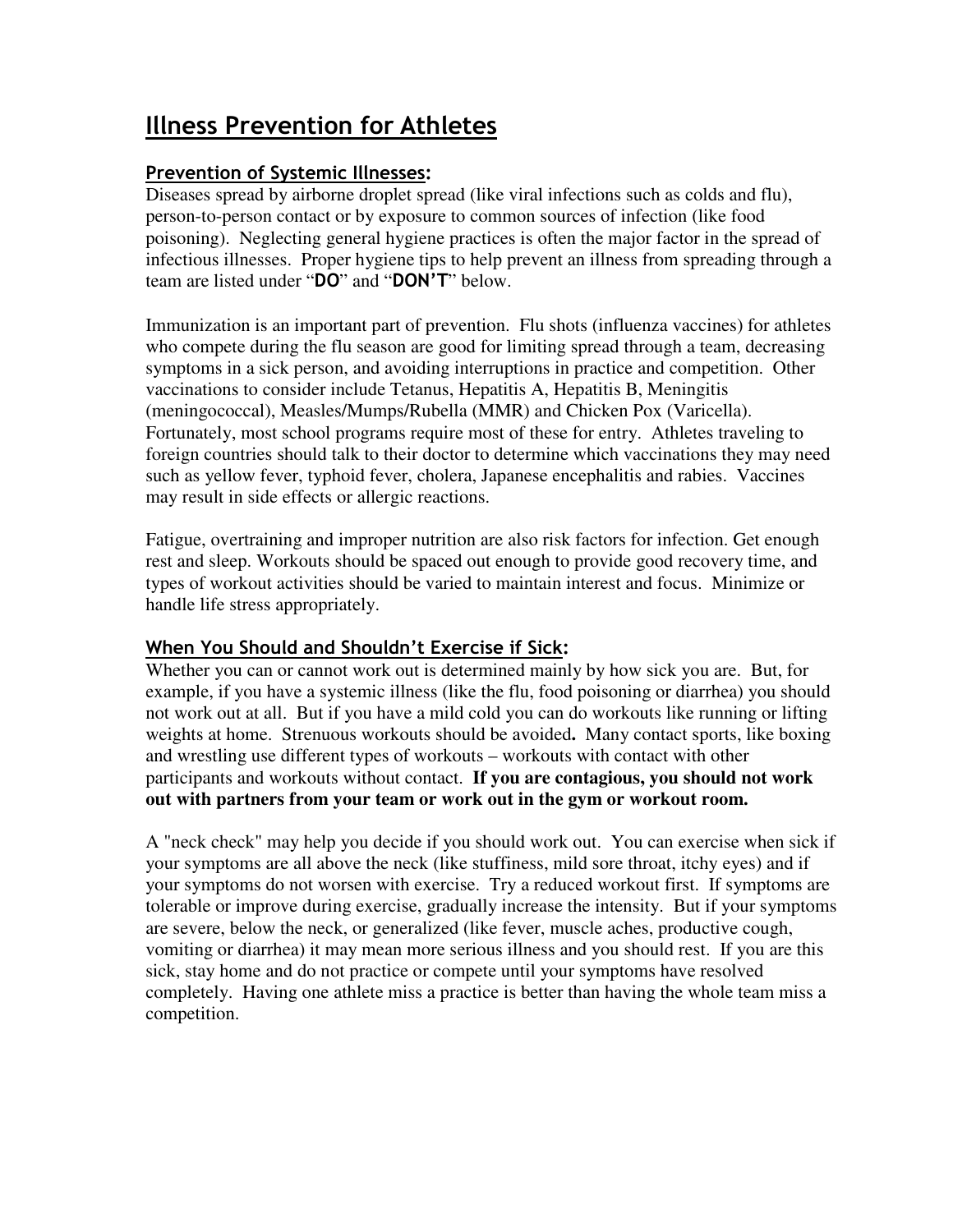# Illness Prevention for Athletes

## Prevention of Systemic Illnesses:

Diseases spread by airborne droplet spread (like viral infections such as colds and flu), person-to-person contact or by exposure to common sources of infection (like food poisoning). Neglecting general hygiene practices is often the major factor in the spread of infectious illnesses. Proper hygiene tips to help prevent an illness from spreading through a team are listed under "**DO**" and "**DON'T**" below.

Immunization is an important part of prevention. Flu shots (influenza vaccines) for athletes who compete during the flu season are good for limiting spread through a team, decreasing symptoms in a sick person, and avoiding interruptions in practice and competition. Other vaccinations to consider include Tetanus, Hepatitis A, Hepatitis B, Meningitis (meningococcal), Measles/Mumps/Rubella (MMR) and Chicken Pox (Varicella). Fortunately, most school programs require most of these for entry. Athletes traveling to foreign countries should talk to their doctor to determine which vaccinations they may need such as yellow fever, typhoid fever, cholera, Japanese encephalitis and rabies. Vaccines may result in side effects or allergic reactions.

Fatigue, overtraining and improper nutrition are also risk factors for infection. Get enough rest and sleep. Workouts should be spaced out enough to provide good recovery time, and types of workout activities should be varied to maintain interest and focus. Minimize or handle life stress appropriately.

## When You Should and Shouldn't Exercise if Sick:

Whether you can or cannot work out is determined mainly by how sick you are. But, for example, if you have a systemic illness (like the flu, food poisoning or diarrhea) you should not work out at all. But if you have a mild cold you can do workouts like running or lifting weights at home. Strenuous workouts should be avoided**.** Many contact sports, like boxing and wrestling use different types of workouts – workouts with contact with other participants and workouts without contact. **If you are contagious, you should not work out with partners from your team or work out in the gym or workout room.**

A "neck check" may help you decide if you should work out. You can exercise when sick if your symptoms are all above the neck (like stuffiness, mild sore throat, itchy eyes) and if your symptoms do not worsen with exercise. Try a reduced workout first. If symptoms are tolerable or improve during exercise, gradually increase the intensity. But if your symptoms are severe, below the neck, or generalized (like fever, muscle aches, productive cough, vomiting or diarrhea) it may mean more serious illness and you should rest. If you are this sick, stay home and do not practice or compete until your symptoms have resolved completely. Having one athlete miss a practice is better than having the whole team miss a competition.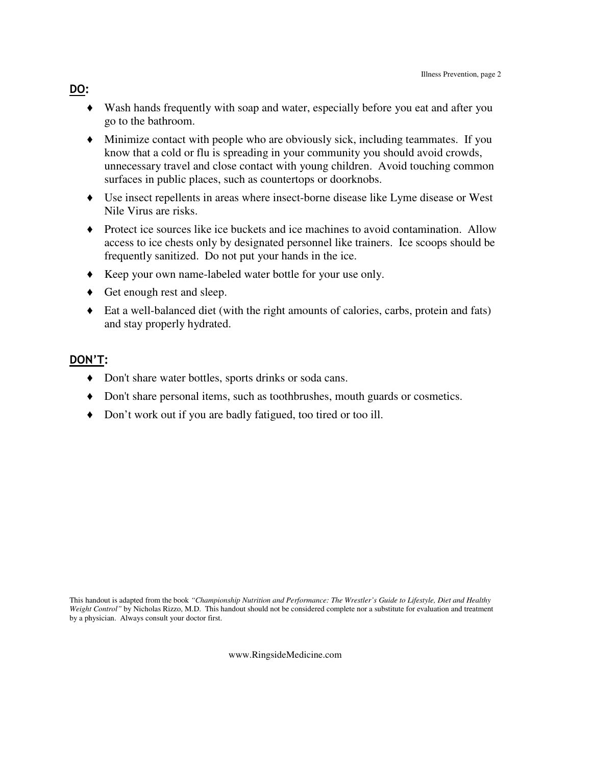**<u>DO</u>:**

- Wash hands frequently with soap and water, especially before you eat and after you go to the bathroom.
- Minimize contact with people who are obviously sick, including teammates. If you know that a cold or flu is spreading in your community you should avoid crowds, unnecessary travel and close contact with young children. Avoid touching common surfaces in public places, such as countertops or doorknobs.
- Use insect repellents in areas where insect-borne disease like Lyme disease or West Nile Virus are risks.
- Protect ice sources like ice buckets and ice machines to avoid contamination. Allow access to ice chests only by designated personnel like trainers. Ice scoops should be frequently sanitized. Do not put your hands in the ice.
- Keep your own name-labeled water bottle for your use only.
- Get enough rest and sleep.
- Eat a well-balanced diet (with the right amounts of calories, carbs, protein and fats) and stay properly hydrated.

**<u>DON'T</u>:**

- Don't share water bottles, sports drinks or soda cans.
- Don't share personal items, such as toothbrushes, mouth guards or cosmetics.
- Don't work out if you are badly fatigued, too tired or too ill.

This handout is adapted from the book *"Championship Nutrition and Performance: The Wrestler's Guide to Lifestyle, Diet and Healthy Weight Control"* by Nicholas Rizzo, M.D. This handout should not be considered complete nor a substitute for evaluation and treatment by a physician. Always consult your doctor first.

www.RingsideMedicine.com